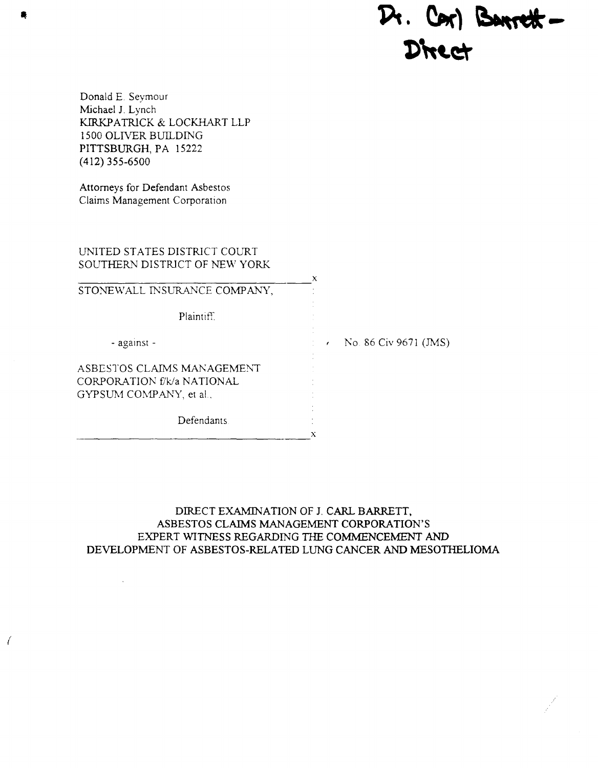Dr. Carl Barrett - Direct

Donald E. Seymour
Michael J. Lynch
KIRKPATRICK & LOCKHART LLP
1500 OLIVER BUILDING
PITTSBURGH, PA 15222
(412) 355-6500

Attorneys for Defendant Asbestos Claims Management Corporation

UNITED STATES DISTRICT COURT
SOUTHERN DISTRICT OF NEW YORK

STONEWALL INSURANCE COMPANY,

Plaintiff.

- against -

No. 86 Civ 9671 (JMS)

ASBESTOS CLAIMS MANAGEMENT CORPORATION f/k/a NATIONAL GYPSUM COMPANY, et al.,

Defendants

## DIRECT EXAMINATION OF J. CARL BARRETT, ASBESTOS CLAIMS MANAGEMENT CORPORATION'S EXPERT WITNESS REGARDING THE COMMENCEMENT AND DEVELOPMENT OF ASBESTOS-RELATED LUNG CANCER AND MESOTHELIOMA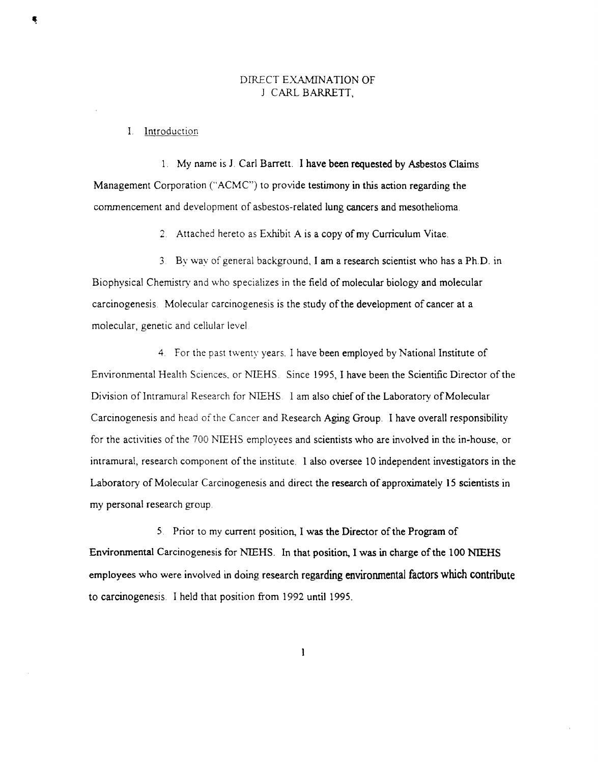# DIRECT EXAMINATION OF J CARL BARRETT,

## I. Introduction

1. My name is J. Carl Barrett. I have been requested by Asbestos Claims Management Corporation ("ACMC") to provide testimony in this action regarding the commencement and development of asbestos-related lung cancers and mesothelioma.

2. Attached hereto as Exhibit A is a copy of my Curriculum Vitae.

3. By way of general background, I am a research scientist who has a Ph.D. in Biophysical Chemistry and who specializes in the field of molecular biology and molecular carcinogenesis. Molecular carcinogenesis is the study of the development of cancer at a molecular, genetic and cellular level.

4. For the past twenty years. I have been employed by National Institute of Environmental Health Sciences, or NIEHS. Since 1995, I have been the Scientific Director of the Division of Intramural Research for NIEHS. I am also chief of the Laboratory of Molecular Carcinogenesis and head of the Cancer and Research Aging Group. I have overall responsibility for the activities of the 700 NIEHS employees and scientists who are involved in the in-house, or intramural, research component of the institute. I also oversee 10 independent investigators in the Laboratory of Molecular Carcinogenesis and direct the research of approximately 15 scientists in my personal research group.

5. Prior to my current position, I was the Director of the Program of Environmental Carcinogenesis for NIEHS. In that position, I was in charge of the 100 NIEHS employees who were involved in doing research regarding environmental factors which contribute to carcinogenesis. I held that position from 1992 until 1995.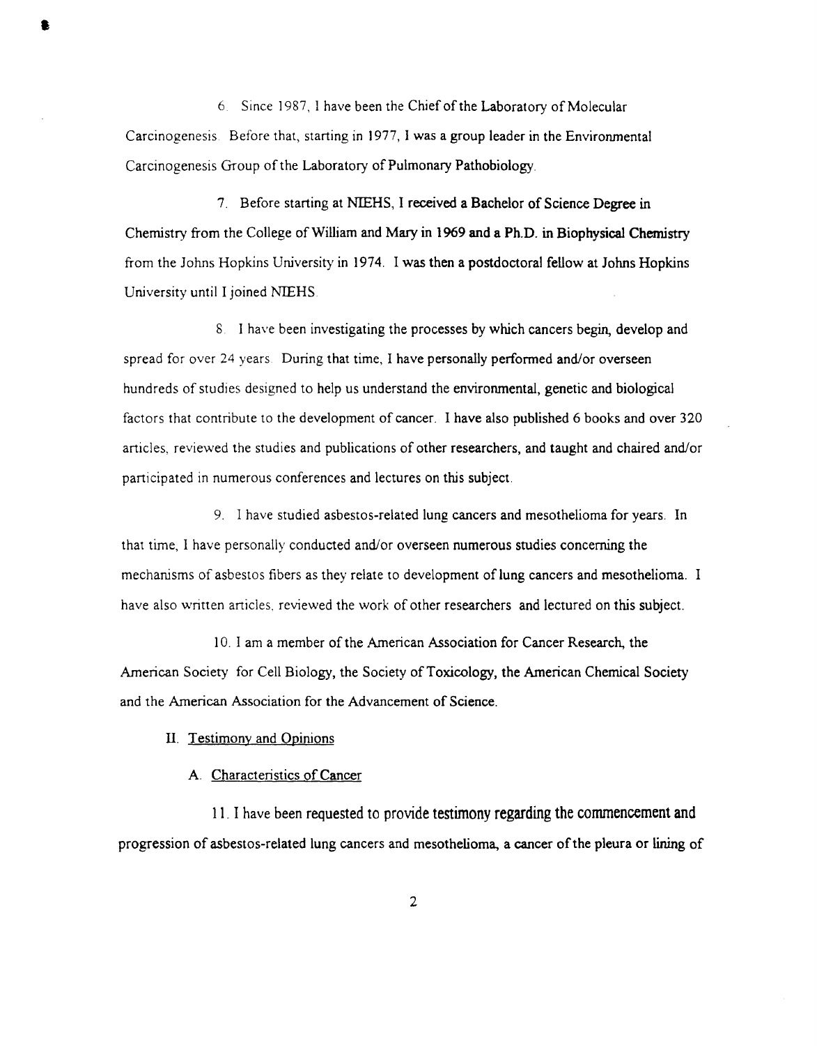6. Since 1987, I have been the Chief of the Laboratory of Molecular Carcinogenesis. Before that, starting in 1977, I was a group leader in the Environmental Carcinogenesis Group of the Laboratory of Pulmonary Pathobiology.

7. Before starting at NIEHS, I received a Bachelor of Science Degree in Chemistry from the College of William and Mary in 1969 and a Ph.D. in Biophysical Chemistry from the Johns Hopkins University in 1974. I was then a postdoctoral fellow at Johns Hopkins University until I joined NIEHS.

8. I have been investigating the processes by which cancers begin, develop and spread for over 24 years. During that time, I have personally performed and/or overseen hundreds of studies designed to help us understand the environmental, genetic and biological factors that contribute to the development of cancer. I have also published 6 books and over 320 articles, reviewed the studies and publications of other researchers, and taught and chaired and/or participated in numerous conferences and lectures on this subject.

9. I have studied asbestos-related lung cancers and mesothelioma for years. In that time, I have personally conducted and/or overseen numerous studies concerning the mechanisms of asbestos fibers as they relate to development of lung cancers and mesothelioma. I have also written articles, reviewed the work of other researchers and lectured on this subject.

10. I am a member of the American Association for Cancer Research, the American Society for Cell Biology, the Society of Toxicology, the American Chemical Society and the American Association for the Advancement of Science.

## II. Testimony and Opinions

### A. Characteristics of Cancer

11. I have been requested to provide testimony regarding the commencement and progression of asbestos-related lung cancers and mesothelioma, a cancer of the pleura or lining of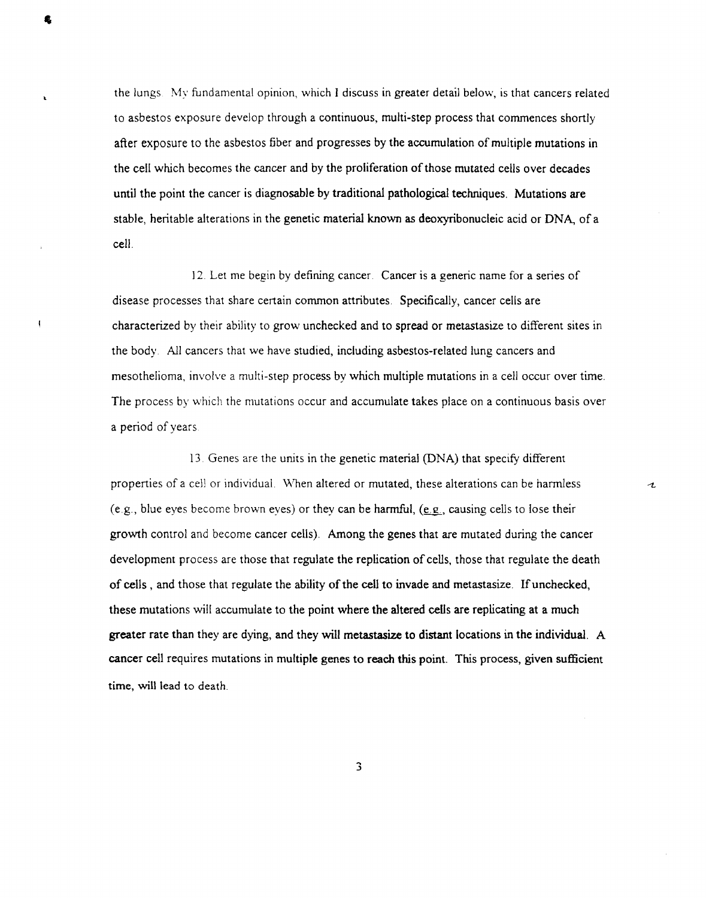the lungs. My fundamental opinion, which I discuss in greater detail below, is that cancers related to asbestos exposure develop through a continuous, multi-step process that commences shortly after exposure to the asbestos fiber and progresses by the accumulation of multiple mutations in the cell which becomes the cancer and by the proliferation of those mutated cells over decades until the point the cancer is diagnosable by traditional pathological techniques. Mutations are stable, heritable alterations in the genetic material known as deoxyribonucleic acid or DNA, of a cell.

12. Let me begin by defining cancer. Cancer is a generic name for a series of disease processes that share certain common attributes. Specifically, cancer cells are characterized by their ability to grow unchecked and to spread or metastasize to different sites in the body. All cancers that we have studied, including asbestos-related lung cancers and mesothelioma, involve a multi-step process by which multiple mutations in a cell occur over time. The process by which the mutations occur and accumulate takes place on a continuous basis over a period of years.

13. Genes are the units in the genetic material (DNA) that specify different properties of a cell or individual. When altered or mutated, these alterations can be harmless (e.g., blue eyes become brown eyes) or they can be harmful, (e.g., causing cells to lose their growth control and become cancer cells). Among the genes that are mutated during the cancer development process are those that regulate the replication of cells, those that regulate the death of cells , and those that regulate the ability of the cell to invade and metastasize. If unchecked, these mutations will accumulate to the point where the altered cells are replicating at a much greater rate than they are dying, and they will metastasize to distant locations in the individual. A cancer cell requires mutations in multiple genes to reach this point. This process, given sufficient time, will lead to death.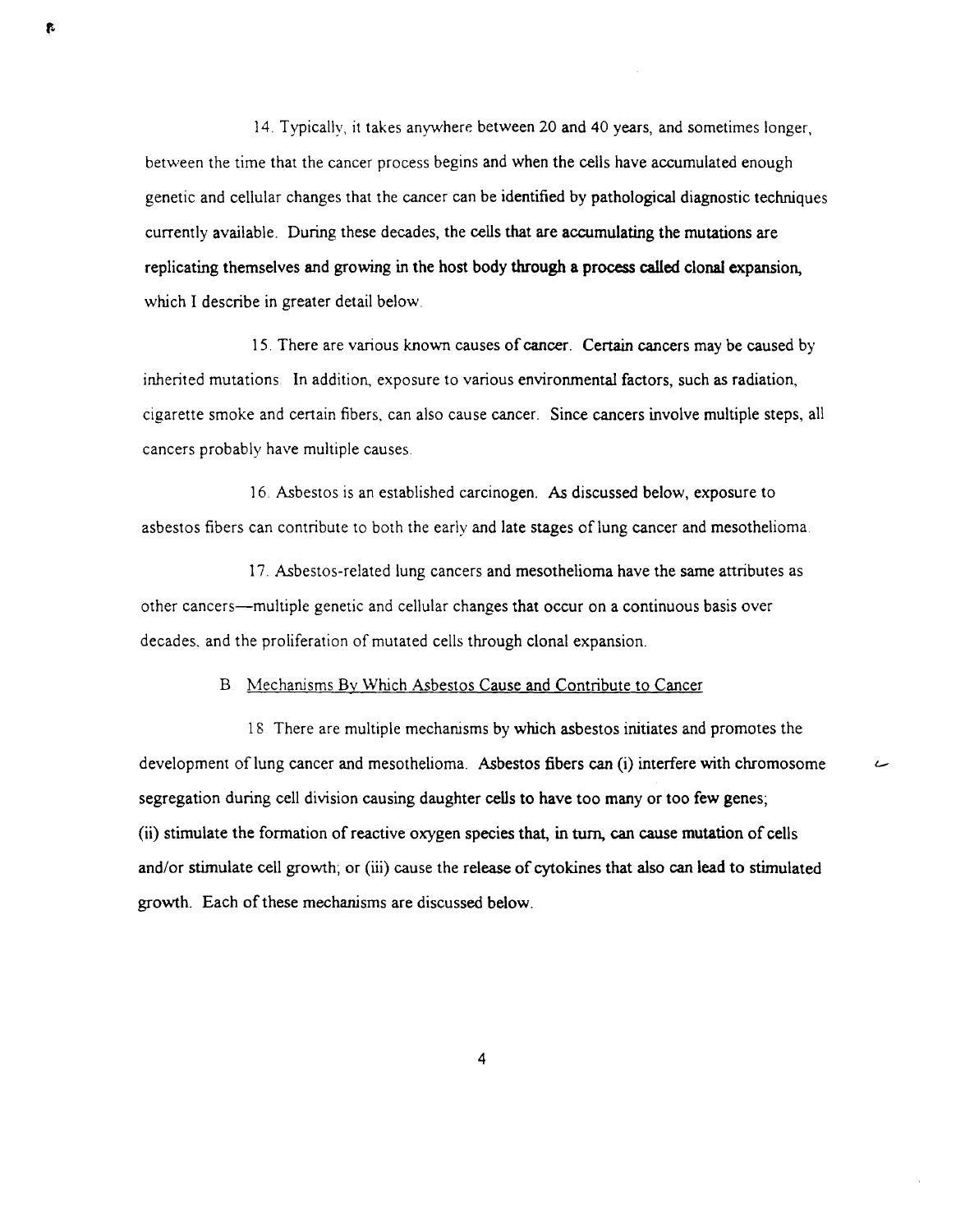14. Typically, it takes anywhere between 20 and 40 years, and sometimes longer, between the time that the cancer process begins and when the cells have accumulated enough genetic and cellular changes that the cancer can be identified by pathological diagnostic techniques currently available. During these decades, the cells that are accumulating the mutations are replicating themselves and growing in the host body through a process called clonal expansion, which I describe in greater detail below.

15. There are various known causes of cancer. Certain cancers may be caused by inherited mutations. In addition, exposure to various environmental factors, such as radiation, cigarette smoke and certain fibers, can also cause cancer. Since cancers involve multiple steps, all cancers probably have multiple causes.

16. Asbestos is an established carcinogen. As discussed below, exposure to asbestos fibers can contribute to both the early and late stages of lung cancer and mesothelioma.

17. Asbestos-related lung cancers and mesothelioma have the same attributes as other cancers—multiple genetic and cellular changes that occur on a continuous basis over decades, and the proliferation of mutated cells through clonal expansion.

B. Mechanisms By Which Asbestos Cause and Contribute to Cancer

18. There are multiple mechanisms by which asbestos initiates and promotes the development of lung cancer and mesothelioma. Asbestos fibers can (i) interfere with chromosome segregation during cell division causing daughter cells to have too many or too few genes; (ii) stimulate the formation of reactive oxygen species that, in turn, can cause mutation of cells and/or stimulate cell growth; or (iii) cause the release of cytokines that also can lead to stimulated growth. Each of these mechanisms are discussed below.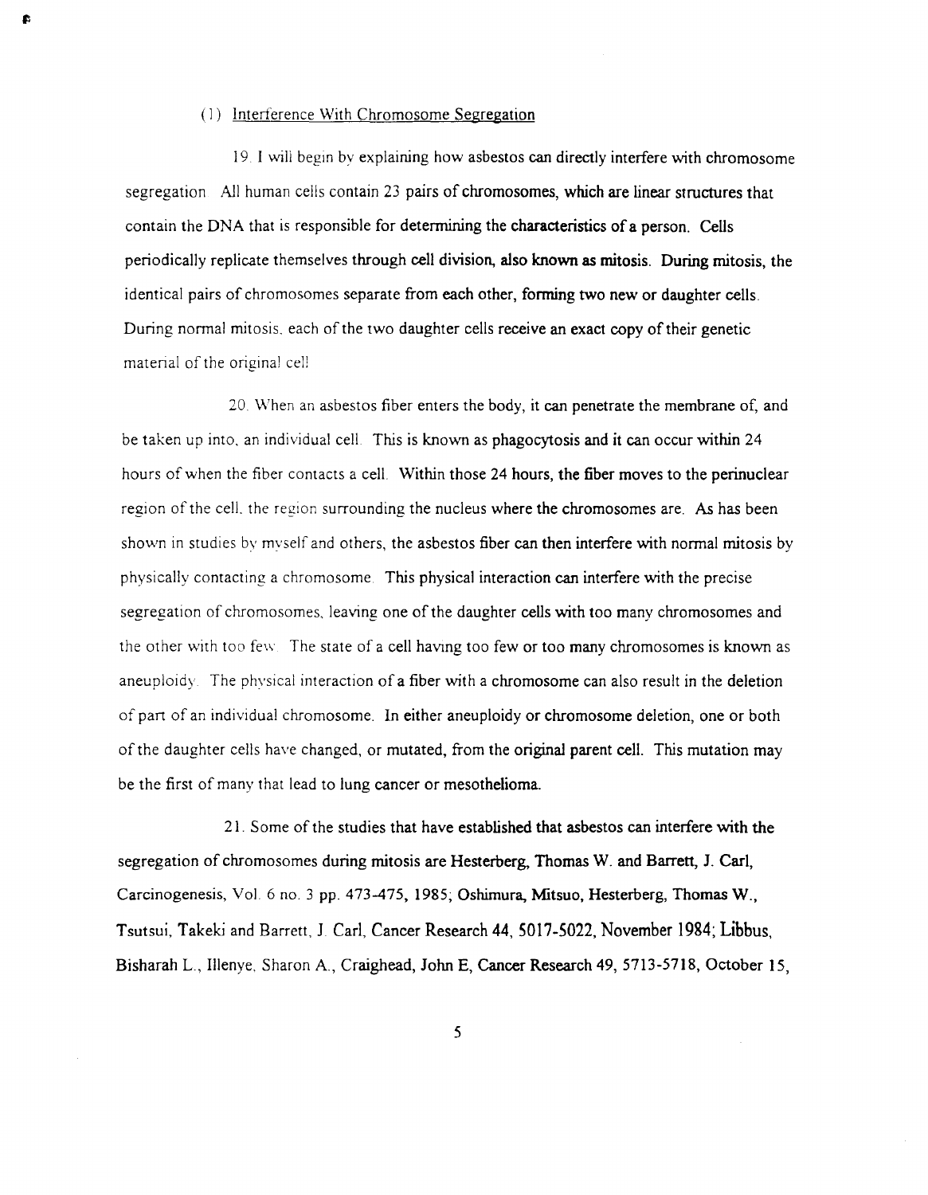(1) Interference With Chromosome Segregation

19. I will begin by explaining how asbestos can directly interfere with chromosome segregation. All human cells contain 23 pairs of chromosomes, which are linear structures that contain the DNA that is responsible for determining the characteristics of a person. Cells periodically replicate themselves through cell division, also known as mitosis. During mitosis, the identical pairs of chromosomes separate from each other, forming two new or daughter cells. During normal mitosis, each of the two daughter cells receive an exact copy of their genetic material of the original cell.

20. When an asbestos fiber enters the body, it can penetrate the membrane of, and be taken up into, an individual cell. This is known as phagocytosis and it can occur within 24 hours of when the fiber contacts a cell. Within those 24 hours, the fiber moves to the perinuclear region of the cell, the region surrounding the nucleus where the chromosomes are. As has been shown in studies by myself and others, the asbestos fiber can then interfere with normal mitosis by physically contacting a chromosome. This physical interaction can interfere with the precise segregation of chromosomes, leaving one of the daughter cells with too many chromosomes and the other with too few. The state of a cell having too few or too many chromosomes is known as aneuploidy. The physical interaction of a fiber with a chromosome can also result in the deletion of part of an individual chromosome. In either aneuploidy or chromosome deletion, one or both of the daughter cells have changed, or mutated, from the original parent cell. This mutation may be the first of many that lead to lung cancer or mesothelioma.

21. Some of the studies that have established that asbestos can interfere with the segregation of chromosomes during mitosis are Hesterberg, Thomas W. and Barrett, J. Carl, Carcinogenesis, Vol. 6 no. 3 pp. 473-475, 1985; Oshimura, Mitsuo, Hesterberg, Thomas W., Tsutsui, Takeki and Barrett, J. Carl, Cancer Research 44, 5017-5022, November 1984; Libbus, Bisharah L., Illenye, Sharon A., Craighead, John E, Cancer Research 49, 5713-5718, October 15,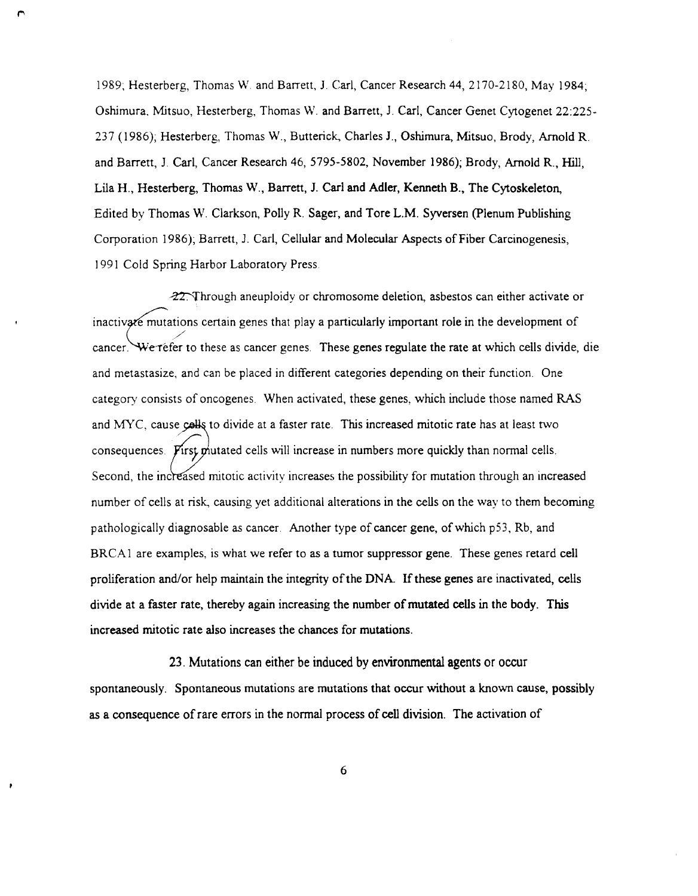1989; Hesterberg, Thomas W. and Barrett, J. Carl, Cancer Research 44, 2170-2180, May 1984; Oshimura, Mitsuo, Hesterberg, Thomas W. and Barrett, J. Carl, Cancer Genet Cytogenet 22:225-237 (1986); Hesterberg, Thomas W., Butterick, Charles J., Oshimura, Mitsuo, Brody, Arnold R. and Barrett, J. Carl, Cancer Research 46, 5795-5802, November 1986); Brody, Arnold R., Hill, Lila H., Hesterberg, Thomas W., Barrett, J. Carl and Adler, Kenneth B., The Cytoskeleton, Edited by Thomas W. Clarkson, Polly R. Sager, and Tore L.M. Syversen (Plenum Publishing Corporation 1986); Barrett, J. Carl, Cellular and Molecular Aspects of Fiber Carcinogenesis, 1991 Cold Spring Harbor Laboratory Press.

22. Through aneuploidy or chromosome deletion, asbestos can either activate or inactivate mutations certain genes that play a particularly important role in the development of cancer. We refer to these as cancer genes. These genes regulate the rate at which cells divide, die and metastasize, and can be placed in different categories depending on their function. One category consists of oncogenes. When activated, these genes, which include those named RAS and MYC, cause cells to divide at a faster rate. This increased mitotic rate has at least two consequences. First mutated cells will increase in numbers more quickly than normal cells. Second, the increased mitotic activity increases the possibility for mutation through an increased number of cells at risk, causing yet additional alterations in the cells on the way to them becoming pathologically diagnosable as cancer. Another type of cancer gene, of which p53, Rb, and BRCA1 are examples, is what we refer to as a tumor suppressor gene. These genes retard cell proliferation and/or help maintain the integrity of the DNA. If these genes are inactivated, cells divide at a faster rate, thereby again increasing the number of mutated cells in the body. This increased mitotic rate also increases the chances for mutations.

23. Mutations can either be induced by environmental agents or occur spontaneously. Spontaneous mutations are mutations that occur without a known cause, possibly as a consequence of rare errors in the normal process of cell division. The activation of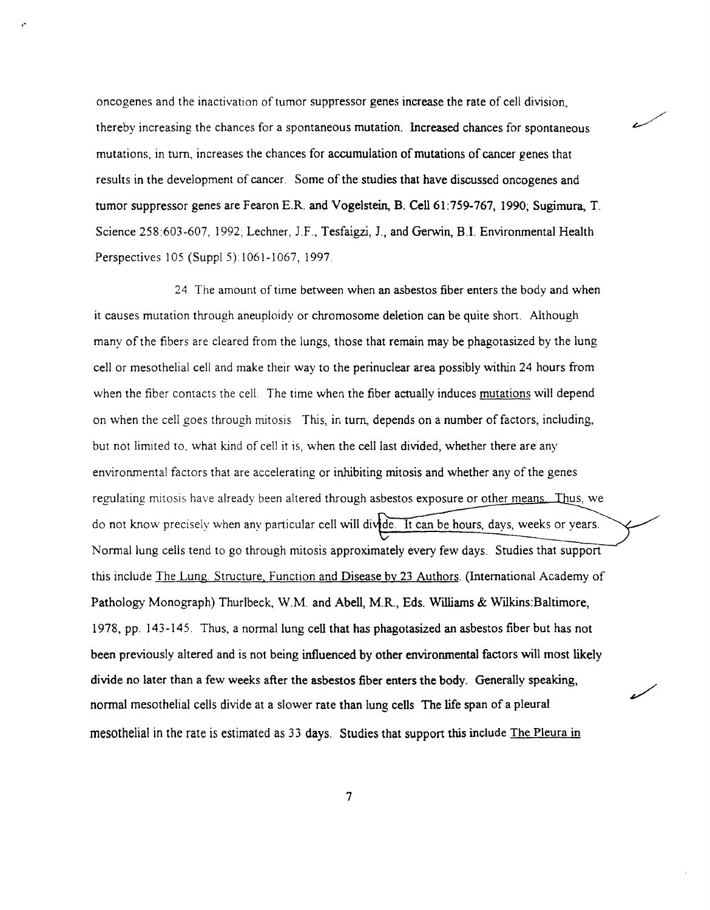oncogenes and the inactivation of tumor suppressor genes increase the rate of cell division, thereby increasing the chances for a spontaneous mutation. Increased chances for spontaneous mutations, in turn, increases the chances for accumulation of mutations of cancer genes that results in the development of cancer. Some of the studies that have discussed oncogenes and tumor suppressor genes are Fearon E.R. and Vogelstein, B. Cell 61:759-767, 1990; Sugimura, T. Science 258:603-607, 1992; Lechner, J.F., Tesfaigzi, J., and Gerwin, B.I. Environmental Health Perspectives 105 (Suppl 5):1061-1067, 1997.

24. The amount of time between when an asbestos fiber enters the body and when it causes mutation through aneuploidy or chromosome deletion can be quite short. Although many of the fibers are cleared from the lungs, those that remain may be phagotasized by the lung cell or mesothelial cell and make their way to the perinuclear area possibly within 24 hours from when the fiber contacts the cell. The time when the fiber actually induces mutations will depend on when the cell goes through mitosis. This, in turn, depends on a number of factors, including, but not limited to, what kind of cell it is, when the cell last divided, whether there are any environmental factors that are accelerating or inhibiting mitosis and whether any of the genes regulating mitosis have already been altered through asbestos exposure or other means. Thus, we do not know precisely when any particular cell will divide. It can be hours, days, weeks or years. Normal lung cells tend to go through mitosis approximately every few days. Studies that support this include The Lung. Structure, Function and Disease by 23 Authors. (International Academy of Pathology Monograph) Thurlbeck, W.M. and Abell, M.R., Eds. Williams & Wilkins:Baltimore, 1978, pp. 143-145. Thus, a normal lung cell that has phagotasized an asbestos fiber but has not been previously altered and is not being influenced by other environmental factors will most likely divide no later than a few weeks after the asbestos fiber enters the body. Generally speaking, normal mesothelial cells divide at a slower rate than lung cells The life span of a pleural mesothelial in the rate is estimated as 33 days. Studies that support this include The Pleura in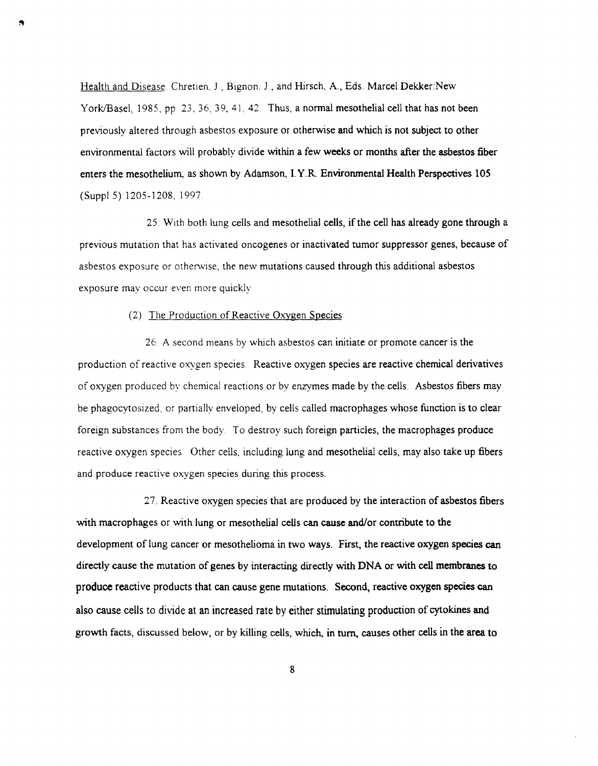Health and Disease. Chretien, J., Bignon, J., and Hirsch, A., Eds. Marcel Dekker:New York/Basel, 1985, pp 23, 36, 39, 41, 42. Thus, a normal mesothelial cell that has not been previously altered through asbestos exposure or otherwise and which is not subject to other environmental factors will probably divide within a few weeks or months after the asbestos fiber enters the mesothelium, as shown by Adamson, I.Y.R. Environmental Health Perspectives 105 (Suppl 5):1205-1208, 1997.

25. With both lung cells and mesothelial cells, if the cell has already gone through a previous mutation that has activated oncogenes or inactivated tumor suppressor genes, because of asbestos exposure or otherwise, the new mutations caused through this additional asbestos exposure may occur even more quickly.

(2) The Production of Reactive Oxygen Species

26. A second means by which asbestos can initiate or promote cancer is the production of reactive oxygen species. Reactive oxygen species are reactive chemical derivatives of oxygen produced by chemical reactions or by enzymes made by the cells. Asbestos fibers may be phagocytosized, or partially enveloped, by cells called macrophages whose function is to clear foreign substances from the body. To destroy such foreign particles, the macrophages produce reactive oxygen species. Other cells, including lung and mesothelial cells, may also take up fibers and produce reactive oxygen species during this process.

27. Reactive oxygen species that are produced by the interaction of asbestos fibers with macrophages or with lung or mesothelial cells can cause and/or contribute to the development of lung cancer or mesothelioma in two ways. First, the reactive oxygen species can directly cause the mutation of genes by interacting directly with DNA or with cell membranes to produce reactive products that can cause gene mutations. Second, reactive oxygen species can also cause cells to divide at an increased rate by either stimulating production of cytokines and growth facts, discussed below, or by killing cells, which, in turn, causes other cells in the area to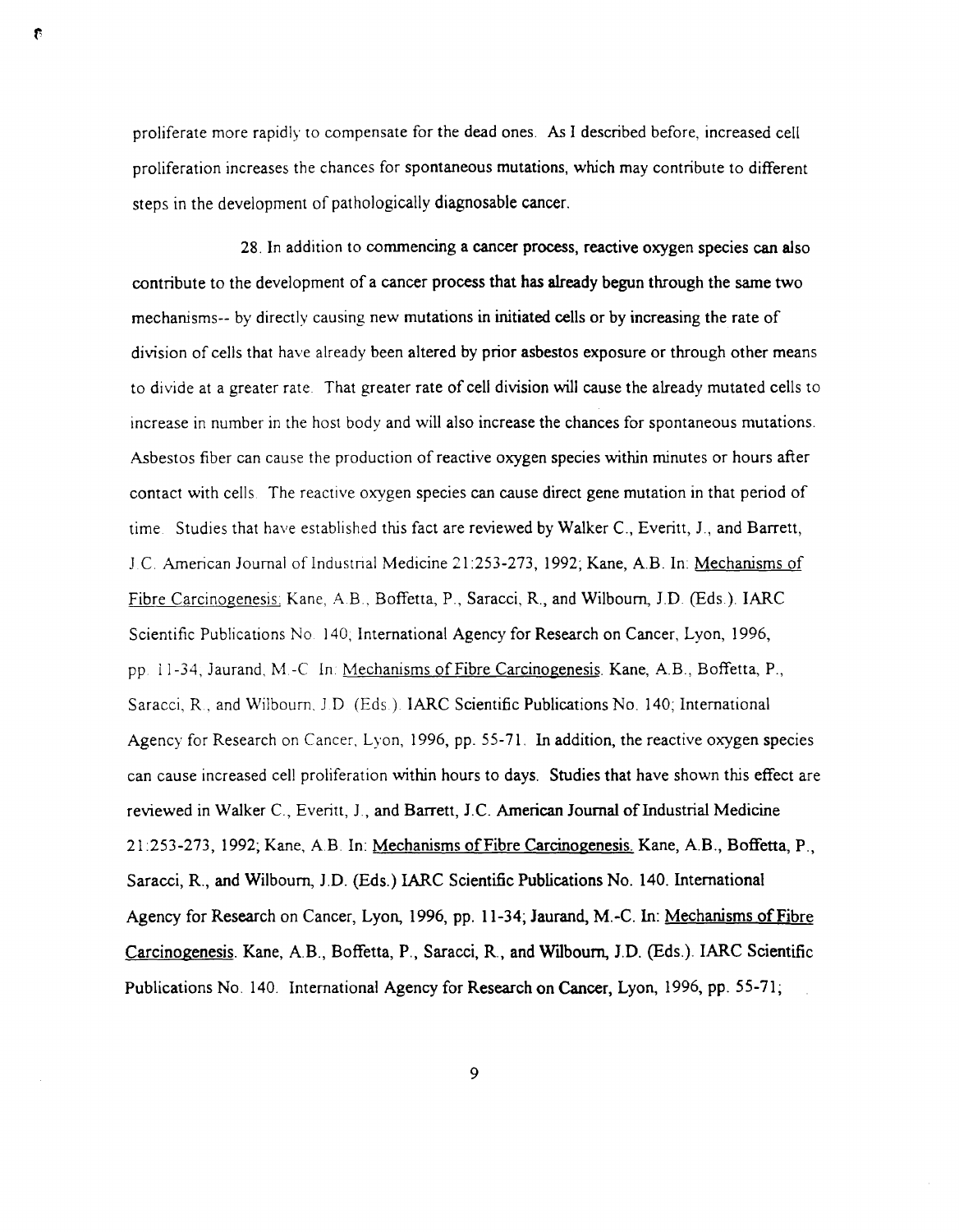proliferate more rapidly to compensate for the dead ones. As I described before, increased cell proliferation increases the chances for spontaneous mutations, which may contribute to different steps in the development of pathologically diagnosable cancer.

28. In addition to commencing a cancer process, reactive oxygen species can also contribute to the development of a cancer process that has already begun through the same two mechanisms-- by directly causing new mutations in initiated cells or by increasing the rate of division of cells that have already been altered by prior asbestos exposure or through other means to divide at a greater rate. That greater rate of cell division will cause the already mutated cells to increase in number in the host body and will also increase the chances for spontaneous mutations. Asbestos fiber can cause the production of reactive oxygen species within minutes or hours after contact with cells. The reactive oxygen species can cause direct gene mutation in that period of time. Studies that have established this fact are reviewed by Walker C., Everitt, J., and Barrett, J.C. American Journal of Industrial Medicine 21:253-273, 1992; Kane, A.B. In: Mechanisms of Fibre Carcinogenesis. Kane, A.B., Boffetta, P., Saracci, R., and Wilbourn, J.D. (Eds.). IARC Scientific Publications No. 140; International Agency for Research on Cancer, Lyon, 1996, pp. 11-34, Jaurand, M.-C. In: Mechanisms of Fibre Carcinogenesis. Kane, A.B., Boffetta, P., Saracci, R., and Wilbourn, J.D. (Eds.). IARC Scientific Publications No. 140; International Agency for Research on Cancer, Lyon, 1996, pp. 55-71. In addition, the reactive oxygen species can cause increased cell proliferation within hours to days. Studies that have shown this effect are reviewed in Walker C., Everitt, J., and Barrett, J.C. American Journal of Industrial Medicine 21:253-273, 1992; Kane, A.B. In: Mechanisms of Fibre Carcinogenesis. Kane, A.B., Boffetta, P., Saracci, R., and Wilbourn, J.D. (Eds.) IARC Scientific Publications No. 140. International Agency for Research on Cancer, Lyon, 1996, pp. 11-34; Jaurand, M.-C. In: Mechanisms of Fibre Carcinogenesis. Kane, A.B., Boffetta, P., Saracci, R., and Wilbourn, J.D. (Eds.). IARC Scientific Publications No. 140. International Agency for Research on Cancer, Lyon, 1996, pp. 55-71;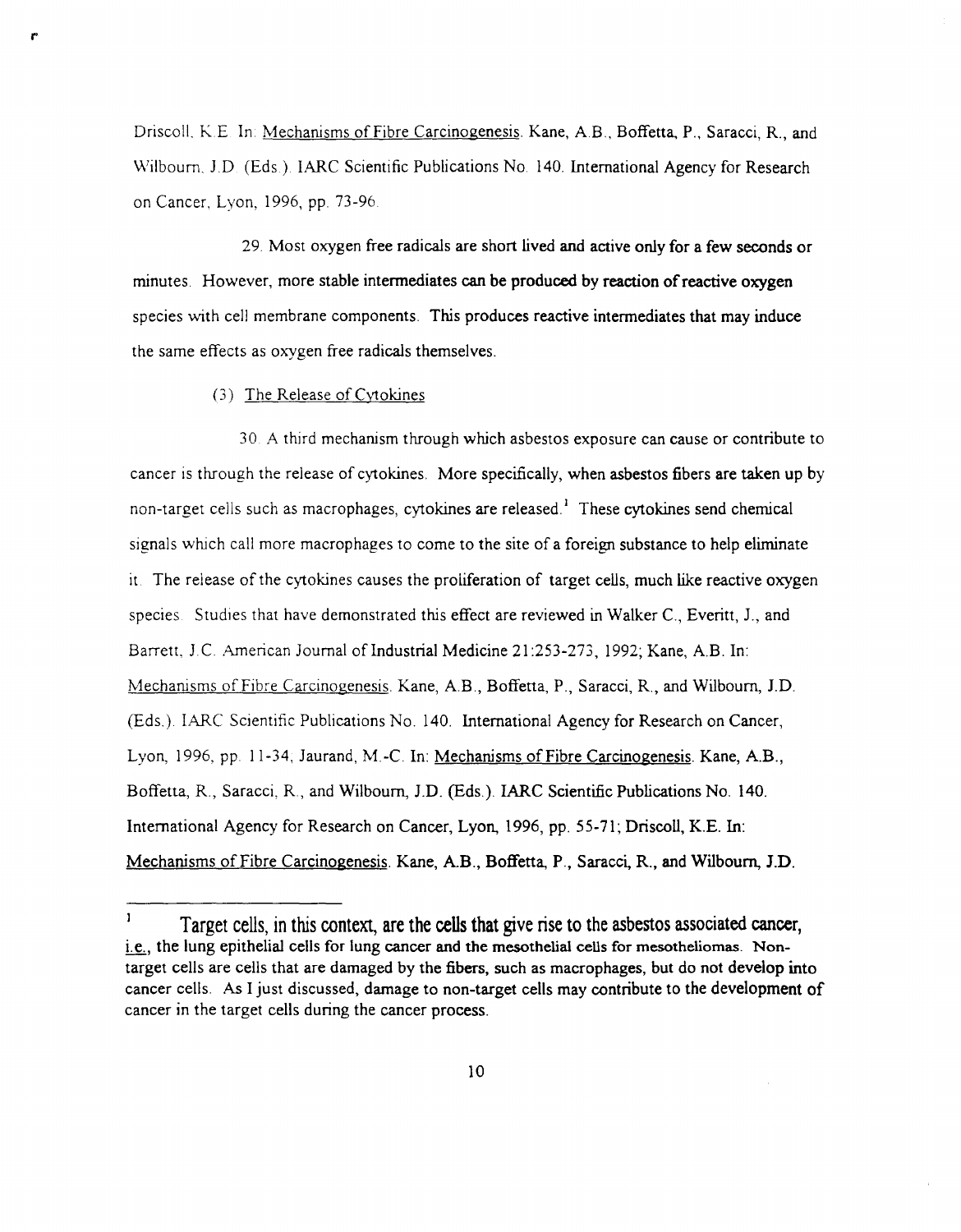Driscoll, K.E. In: Mechanisms of Fibre Carcinogenesis. Kane, A.B., Boffetta, P., Saracci, R., and Wilbourn, J.D. (Eds.). IARC Scientific Publications No. 140. International Agency for Research on Cancer, Lyon, 1996, pp. 73-96.

29. Most oxygen free radicals are short lived and active only for a few seconds or minutes. However, more stable intermediates can be produced by reaction of reactive oxygen species with cell membrane components. This produces reactive intermediates that may induce the same effects as oxygen free radicals themselves.

(3) The Release of Cytokines

30. A third mechanism through which asbestos exposure can cause or contribute to cancer is through the release of cytokines. More specifically, when asbestos fibers are taken up by non-target cells such as macrophages, cytokines are released.[1] These cytokines send chemical signals which call more macrophages to come to the site of a foreign substance to help eliminate it. The release of the cytokines causes the proliferation of target cells, much like reactive oxygen species. Studies that have demonstrated this effect are reviewed in Walker C., Everitt, J., and Barrett, J.C. American Journal of Industrial Medicine 21:253-273, 1992; Kane, A.B. In: Mechanisms of Fibre Carcinogenesis. Kane, A.B., Boffetta, P., Saracci, R., and Wilbourn, J.D. (Eds.). IARC Scientific Publications No. 140. International Agency for Research on Cancer, Lyon, 1996, pp. 11-34; Jaurand, M.-C. In: Mechanisms of Fibre Carcinogenesis. Kane, A.B., Boffetta, R., Saracci, R., and Wilbourn, J.D. (Eds.). IARC Scientific Publications No. 140. International Agency for Research on Cancer, Lyon, 1996, pp. 55-71; Driscoll, K.E. In: Mechanisms of Fibre Carcinogenesis. Kane, A.B., Boffetta, P., Saracci, R., and Wilbourn, J.D.

---

[1] Target cells, in this context, are the cells that give rise to the asbestos associated cancer, i.e., the lung epithelial cells for lung cancer and the mesothelial cells for mesotheliomas. Non-target cells are cells that are damaged by the fibers, such as macrophages, but do not develop into cancer cells. As I just discussed, damage to non-target cells may contribute to the development of cancer in the target cells during the cancer process.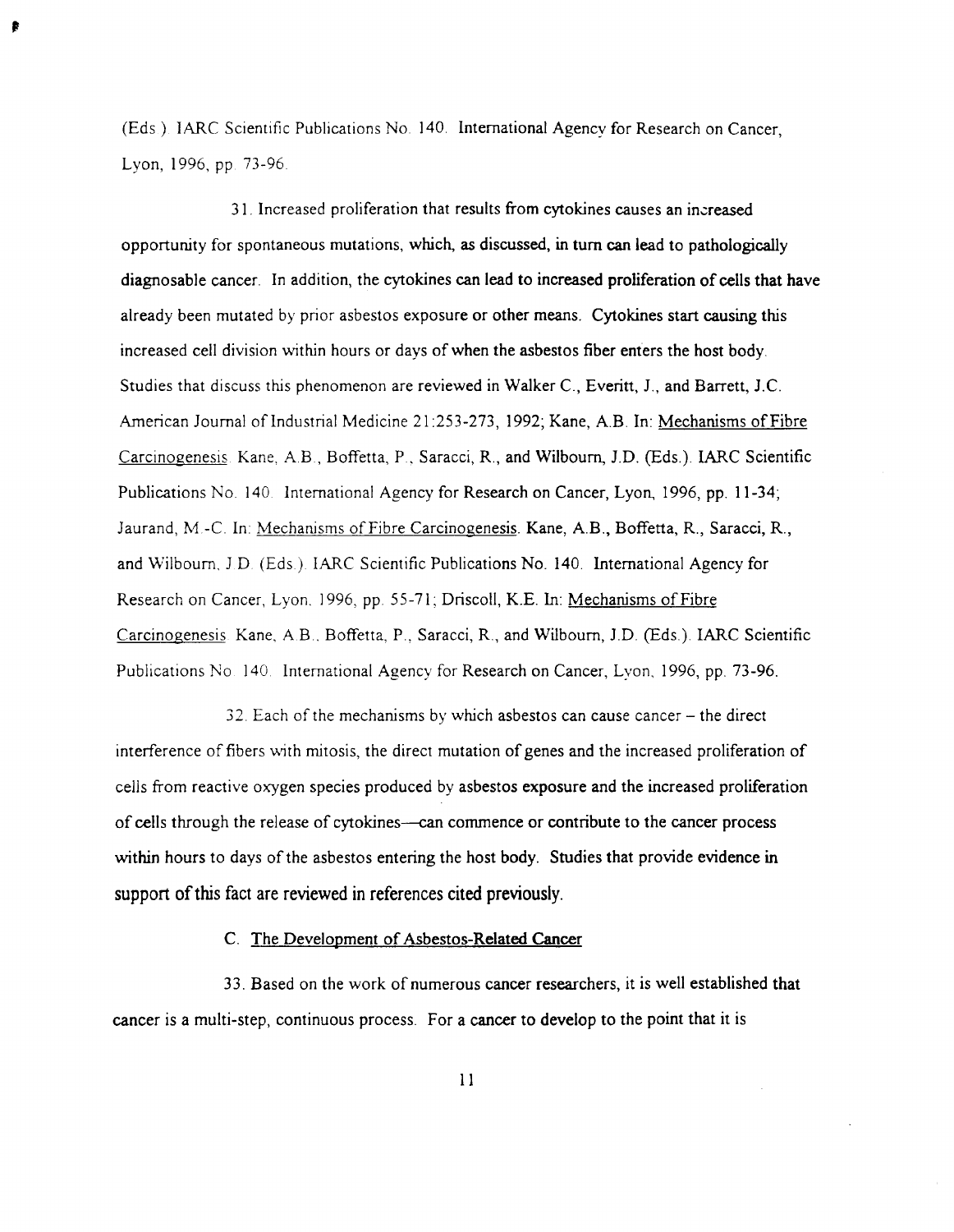(Eds.). IARC Scientific Publications No. 140. International Agency for Research on Cancer, Lyon, 1996, pp. 73-96.

31. Increased proliferation that results from cytokines causes an increased opportunity for spontaneous mutations, which, as discussed, in turn can lead to pathologically diagnosable cancer. In addition, the cytokines can lead to increased proliferation of cells that have already been mutated by prior asbestos exposure or other means. Cytokines start causing this increased cell division within hours or days of when the asbestos fiber enters the host body. Studies that discuss this phenomenon are reviewed in Walker C., Everitt, J., and Barrett, J.C. American Journal of Industrial Medicine 21:253-273, 1992; Kane, A.B. In: Mechanisms of Fibre Carcinogenesis. Kane, A.B., Boffetta, P., Saracci, R., and Wilbourn, J.D. (Eds.). IARC Scientific Publications No. 140. International Agency for Research on Cancer, Lyon, 1996, pp. 11-34; Jaurand, M.-C. In: Mechanisms of Fibre Carcinogenesis. Kane, A.B., Boffetta, R., Saracci, R., and Wilbourn, J.D. (Eds.). IARC Scientific Publications No. 140. International Agency for Research on Cancer, Lyon, 1996, pp. 55-71; Driscoll, K.E. In: Mechanisms of Fibre Carcinogenesis. Kane, A.B., Boffetta, P., Saracci, R., and Wilbourn, J.D. (Eds.). IARC Scientific Publications No. 140. International Agency for Research on Cancer, Lyon, 1996, pp. 73-96.

32. Each of the mechanisms by which asbestos can cause cancer – the direct interference of fibers with mitosis, the direct mutation of genes and the increased proliferation of cells from reactive oxygen species produced by asbestos exposure and the increased proliferation of cells through the release of cytokines—can commence or contribute to the cancer process within hours to days of the asbestos entering the host body. Studies that provide evidence in support of this fact are reviewed in references cited previously.

C. The Development of Asbestos-Related Cancer

33. Based on the work of numerous cancer researchers, it is well established that cancer is a multi-step, continuous process. For a cancer to develop to the point that it is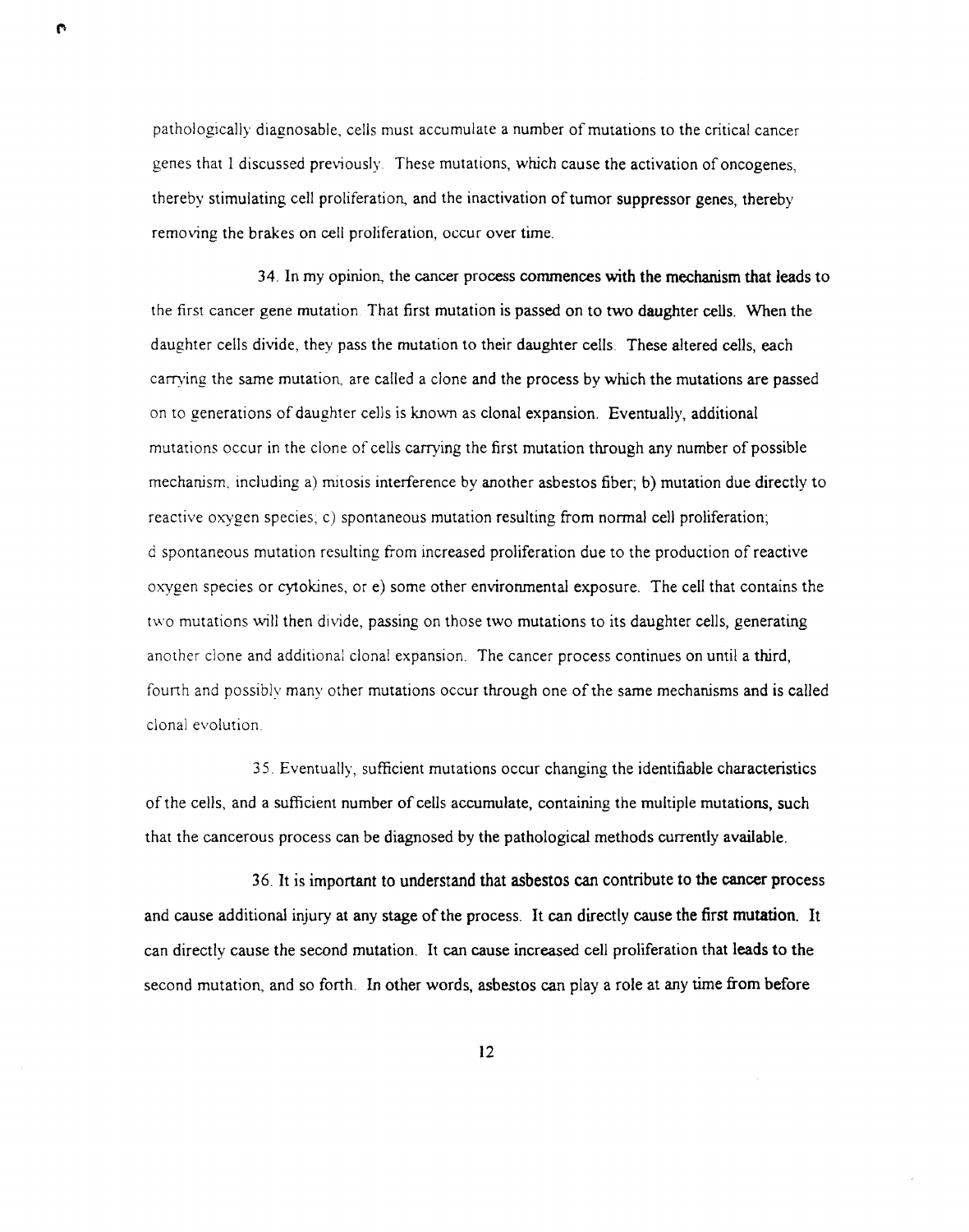pathologically diagnosable, cells must accumulate a number of mutations to the critical cancer genes that I discussed previously. These mutations, which cause the activation of oncogenes, thereby stimulating cell proliferation, and the inactivation of tumor suppressor genes, thereby removing the brakes on cell proliferation, occur over time.

34. In my opinion, the cancer process commences with the mechanism that leads to the first cancer gene mutation. That first mutation is passed on to two daughter cells. When the daughter cells divide, they pass the mutation to their daughter cells. These altered cells, each carrying the same mutation, are called a clone and the process by which the mutations are passed on to generations of daughter cells is known as clonal expansion. Eventually, additional mutations occur in the clone of cells carrying the first mutation through any number of possible mechanism, including a) mitosis interference by another asbestos fiber; b) mutation due directly to reactive oxygen species; c) spontaneous mutation resulting from normal cell proliferation; d spontaneous mutation resulting from increased proliferation due to the production of reactive oxygen species or cytokines; or e) some other environmental exposure. The cell that contains the two mutations will then divide, passing on those two mutations to its daughter cells, generating another clone and additional clonal expansion. The cancer process continues on until a third, fourth and possibly many other mutations occur through one of the same mechanisms and is called clonal evolution.

35. Eventually, sufficient mutations occur changing the identifiable characteristics of the cells, and a sufficient number of cells accumulate, containing the multiple mutations, such that the cancerous process can be diagnosed by the pathological methods currently available.

36. It is important to understand that asbestos can contribute to the cancer process and cause additional injury at any stage of the process. It can directly cause the first mutation. It can directly cause the second mutation. It can cause increased cell proliferation that leads to the second mutation, and so forth. In other words, asbestos can play a role at any time from before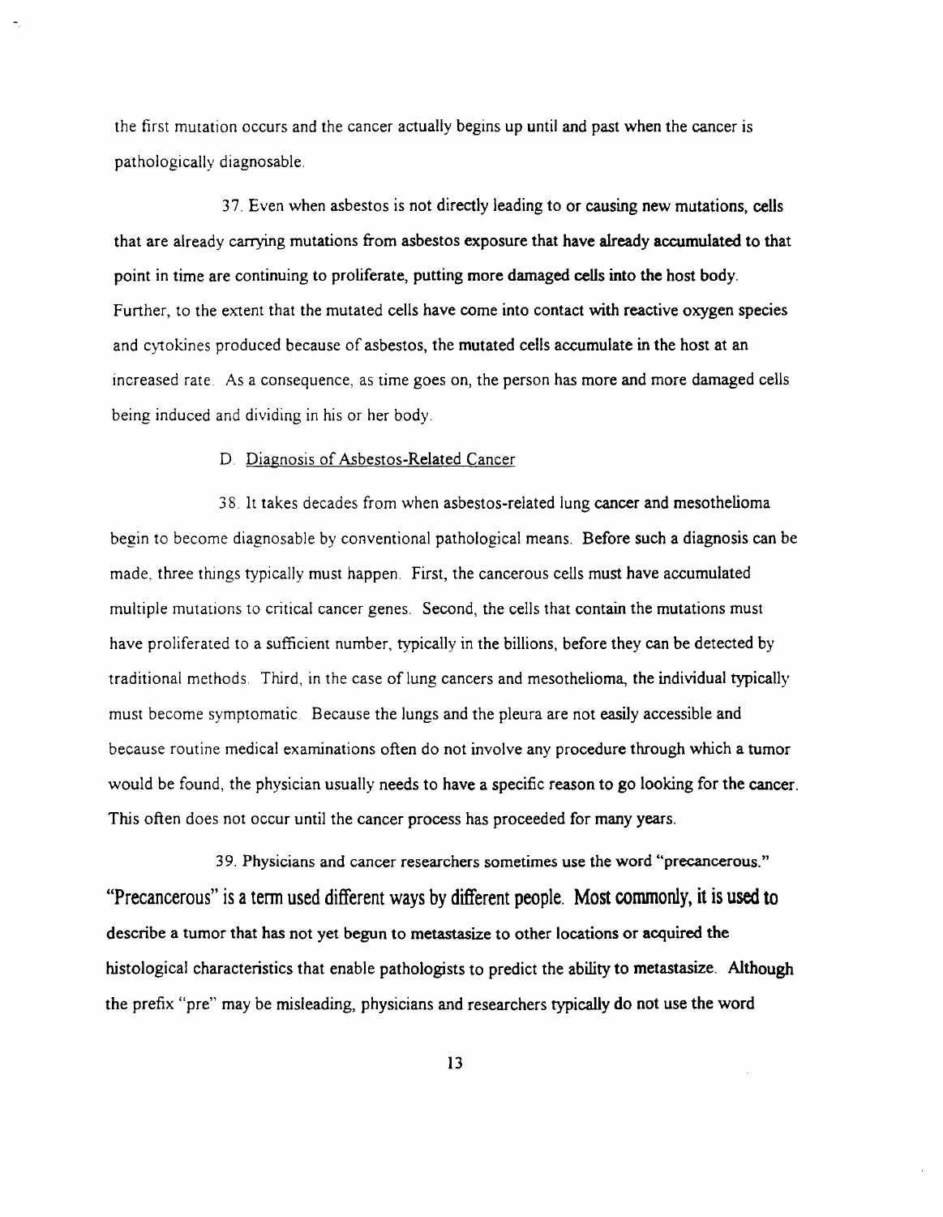the first mutation occurs and the cancer actually begins up until and past when the cancer is pathologically diagnosable.

37. Even when asbestos is not directly leading to or causing new mutations, cells that are already carrying mutations from asbestos exposure that have already accumulated to that point in time are continuing to proliferate, putting more damaged cells into the host body. Further, to the extent that the mutated cells have come into contact with reactive oxygen species and cytokines produced because of asbestos, the mutated cells accumulate in the host at an increased rate. As a consequence, as time goes on, the person has more and more damaged cells being induced and dividing in his or her body.

D. Diagnosis of Asbestos-Related Cancer

38. It takes decades from when asbestos-related lung cancer and mesothelioma begin to become diagnosable by conventional pathological means. Before such a diagnosis can be made, three things typically must happen. First, the cancerous cells must have accumulated multiple mutations to critical cancer genes. Second, the cells that contain the mutations must have proliferated to a sufficient number, typically in the billions, before they can be detected by traditional methods. Third, in the case of lung cancers and mesothelioma, the individual typically must become symptomatic. Because the lungs and the pleura are not easily accessible and because routine medical examinations often do not involve any procedure through which a tumor would be found, the physician usually needs to have a specific reason to go looking for the cancer. This often does not occur until the cancer process has proceeded for many years.

39. Physicians and cancer researchers sometimes use the word "precancerous." "Precancerous" is a term used different ways by different people. Most commonly, it is used to describe a tumor that has not yet begun to metastasize to other locations or acquired the histological characteristics that enable pathologists to predict the ability to metastasize. Although the prefix "pre" may be misleading, physicians and researchers typically do not use the word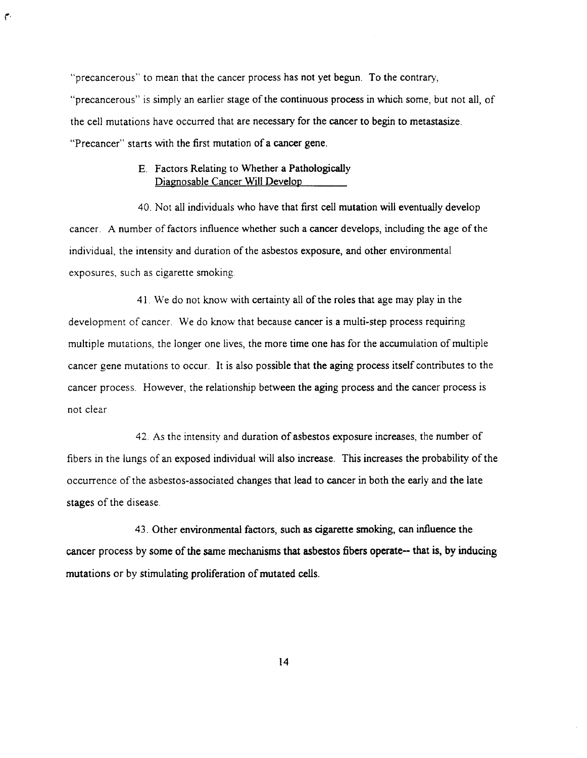"precancerous" to mean that the cancer process has not yet begun. To the contrary, "precancerous" is simply an earlier stage of the continuous process in which some, but not all, of the cell mutations have occurred that are necessary for the cancer to begin to metastasize. "Precancer" starts with the first mutation of a cancer gene.

### E. Factors Relating to Whether a Pathologically Diagnosable Cancer Will Develop

40. Not all individuals who have that first cell mutation will eventually develop cancer. A number of factors influence whether such a cancer develops, including the age of the individual, the intensity and duration of the asbestos exposure, and other environmental exposures, such as cigarette smoking.

41. We do not know with certainty all of the roles that age may play in the development of cancer. We do know that because cancer is a multi-step process requiring multiple mutations, the longer one lives, the more time one has for the accumulation of multiple cancer gene mutations to occur. It is also possible that the aging process itself contributes to the cancer process. However, the relationship between the aging process and the cancer process is not clear.

42. As the intensity and duration of asbestos exposure increases, the number of fibers in the lungs of an exposed individual will also increase. This increases the probability of the occurrence of the asbestos-associated changes that lead to cancer in both the early and the late stages of the disease.

43. Other environmental factors, such as cigarette smoking, can influence the cancer process by some of the same mechanisms that asbestos fibers operate-- that is, by inducing mutations or by stimulating proliferation of mutated cells.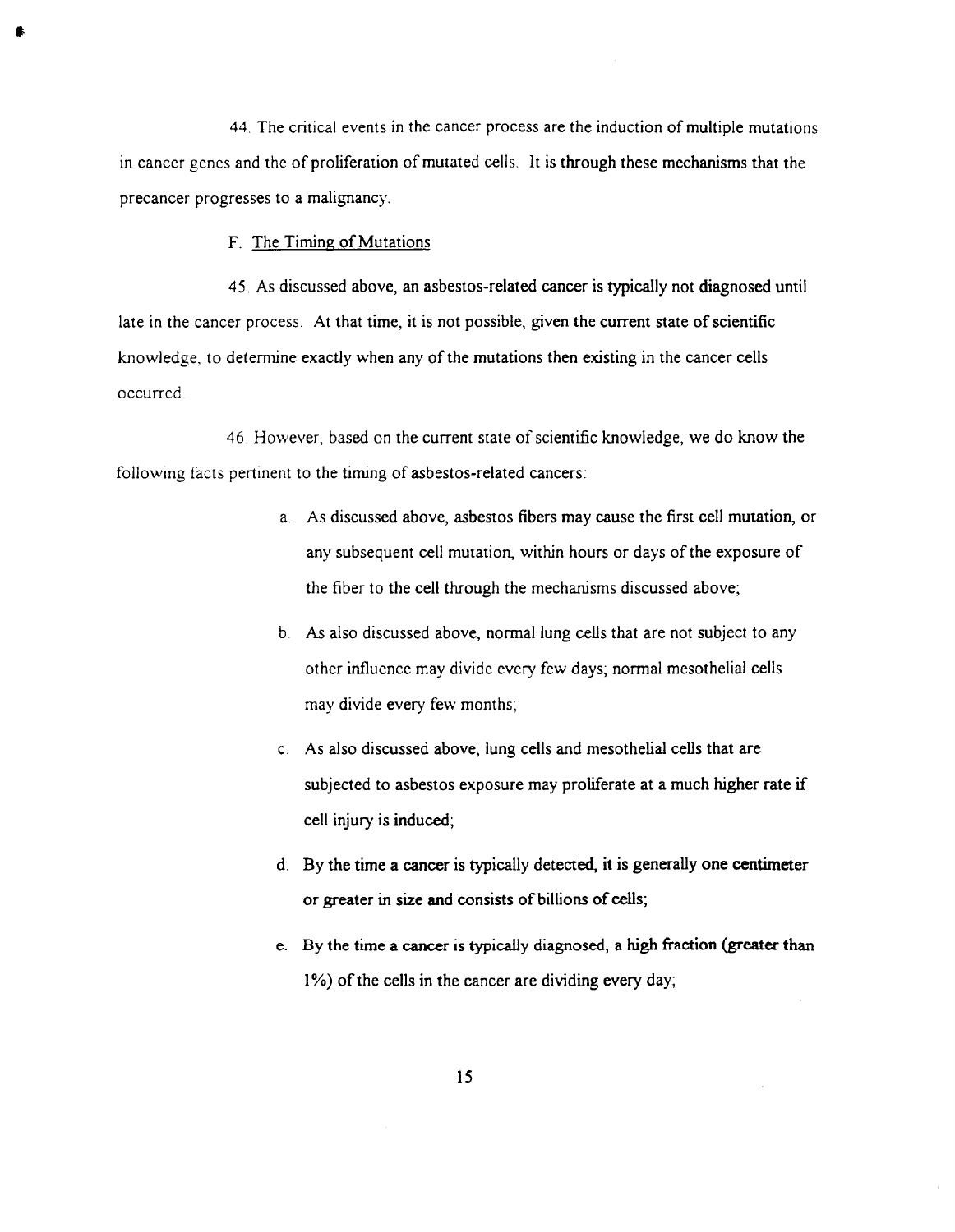44. The critical events in the cancer process are the induction of multiple mutations in cancer genes and the of proliferation of mutated cells. It is through these mechanisms that the precancer progresses to a malignancy.

F. <u>The Timing of Mutations</u>

45. As discussed above, an asbestos-related cancer is typically not diagnosed until late in the cancer process. At that time, it is not possible, given the current state of scientific knowledge, to determine exactly when any of the mutations then existing in the cancer cells occurred.

46. However, based on the current state of scientific knowledge, we do know the following facts pertinent to the timing of asbestos-related cancers:

a. As discussed above, asbestos fibers may cause the first cell mutation, or any subsequent cell mutation, within hours or days of the exposure of the fiber to the cell through the mechanisms discussed above;

b. As also discussed above, normal lung cells that are not subject to any other influence may divide every few days; normal mesothelial cells may divide every few months;

c. As also discussed above, lung cells and mesothelial cells that are subjected to asbestos exposure may proliferate at a much higher rate if cell injury is induced;

d. By the time a cancer is typically detected, it is generally one centimeter or greater in size and consists of billions of cells;

e. By the time a cancer is typically diagnosed, a high fraction (greater than 1%) of the cells in the cancer are dividing every day;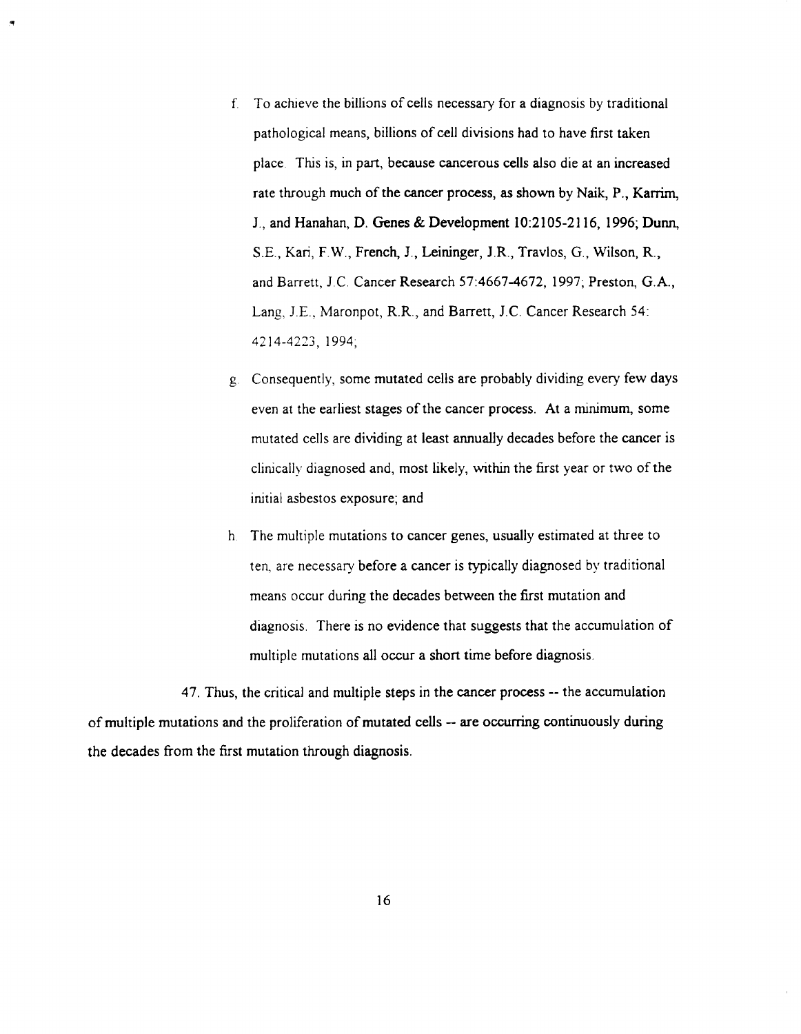f. To achieve the billions of cells necessary for a diagnosis by traditional pathological means, billions of cell divisions had to have first taken place. This is, in part, because cancerous cells also die at an increased rate through much of the cancer process, as shown by Naik, P., Karrim, J., and Hanahan, D. Genes & Development 10:2105-2116, 1996; Dunn, S.E., Kari, F.W., French, J., Leininger, J.R., Travlos, G., Wilson, R., and Barrett, J.C. Cancer Research 57:4667-4672, 1997; Preston, G.A., Lang, J.E., Maronpot, R.R., and Barrett, J.C. Cancer Research 54: 4214-4223, 1994;

g. Consequently, some mutated cells are probably dividing every few days even at the earliest stages of the cancer process. At a minimum, some mutated cells are dividing at least annually decades before the cancer is clinically diagnosed and, most likely, within the first year or two of the initial asbestos exposure; and

h. The multiple mutations to cancer genes, usually estimated at three to ten, are necessary before a cancer is typically diagnosed by traditional means occur during the decades between the first mutation and diagnosis. There is no evidence that suggests that the accumulation of multiple mutations all occur a short time before diagnosis.

47. Thus, the critical and multiple steps in the cancer process -- the accumulation of multiple mutations and the proliferation of mutated cells -- are occurring continuously during the decades from the first mutation through diagnosis.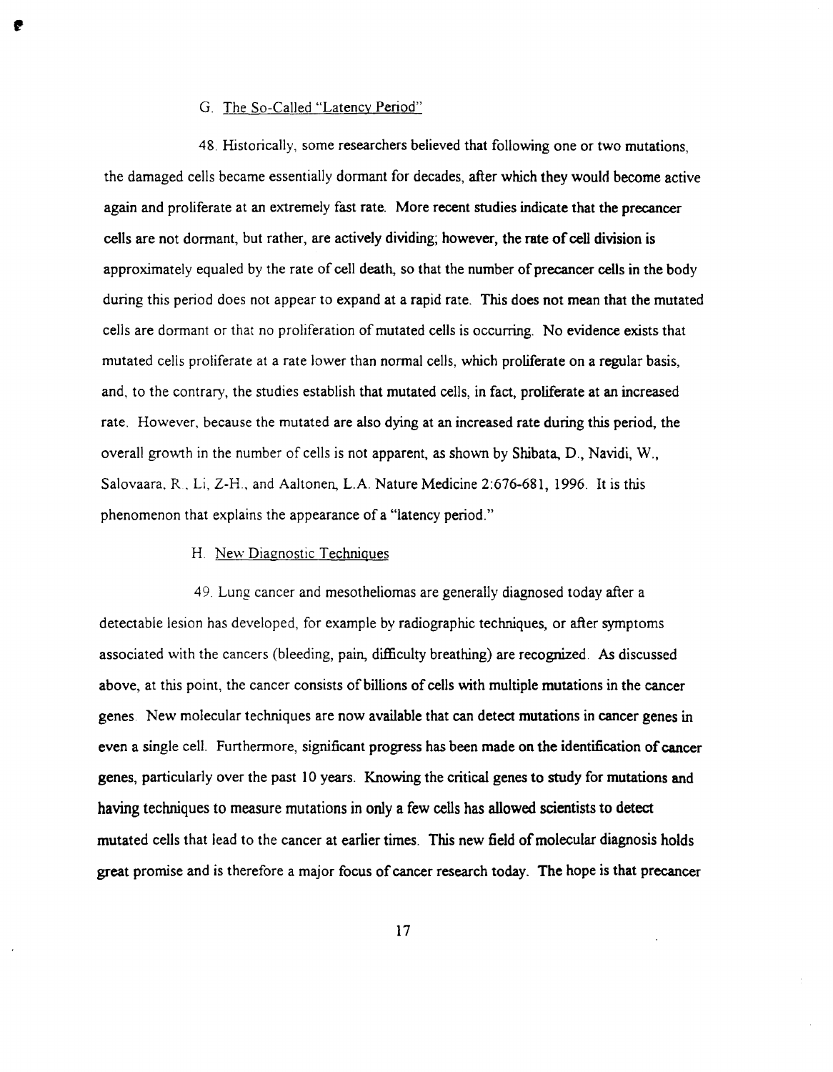### G. The So-Called "Latency Period"

48. Historically, some researchers believed that following one or two mutations, the damaged cells became essentially dormant for decades, after which they would become active again and proliferate at an extremely fast rate. More recent studies indicate that the precancer cells are not dormant, but rather, are actively dividing; however, the rate of cell division is approximately equaled by the rate of cell death, so that the number of precancer cells in the body during this period does not appear to expand at a rapid rate. This does not mean that the mutated cells are dormant or that no proliferation of mutated cells is occurring. No evidence exists that mutated cells proliferate at a rate lower than normal cells, which proliferate on a regular basis, and, to the contrary, the studies establish that mutated cells, in fact, proliferate at an increased rate. However, because the mutated are also dying at an increased rate during this period, the overall growth in the number of cells is not apparent, as shown by Shibata, D., Navidi, W., Salovaara, R., Li, Z-H., and Aaltonen, L.A. Nature Medicine 2:676-681, 1996. It is this phenomenon that explains the appearance of a "latency period."

### H. New Diagnostic Techniques

49. Lung cancer and mesotheliomas are generally diagnosed today after a detectable lesion has developed, for example by radiographic techniques, or after symptoms associated with the cancers (bleeding, pain, difficulty breathing) are recognized. As discussed above, at this point, the cancer consists of billions of cells with multiple mutations in the cancer genes. New molecular techniques are now available that can detect mutations in cancer genes in even a single cell. Furthermore, significant progress has been made on the identification of cancer genes, particularly over the past 10 years. Knowing the critical genes to study for mutations and having techniques to measure mutations in only a few cells has allowed scientists to detect mutated cells that lead to the cancer at earlier times. This new field of molecular diagnosis holds great promise and is therefore a major focus of cancer research today. The hope is that precancer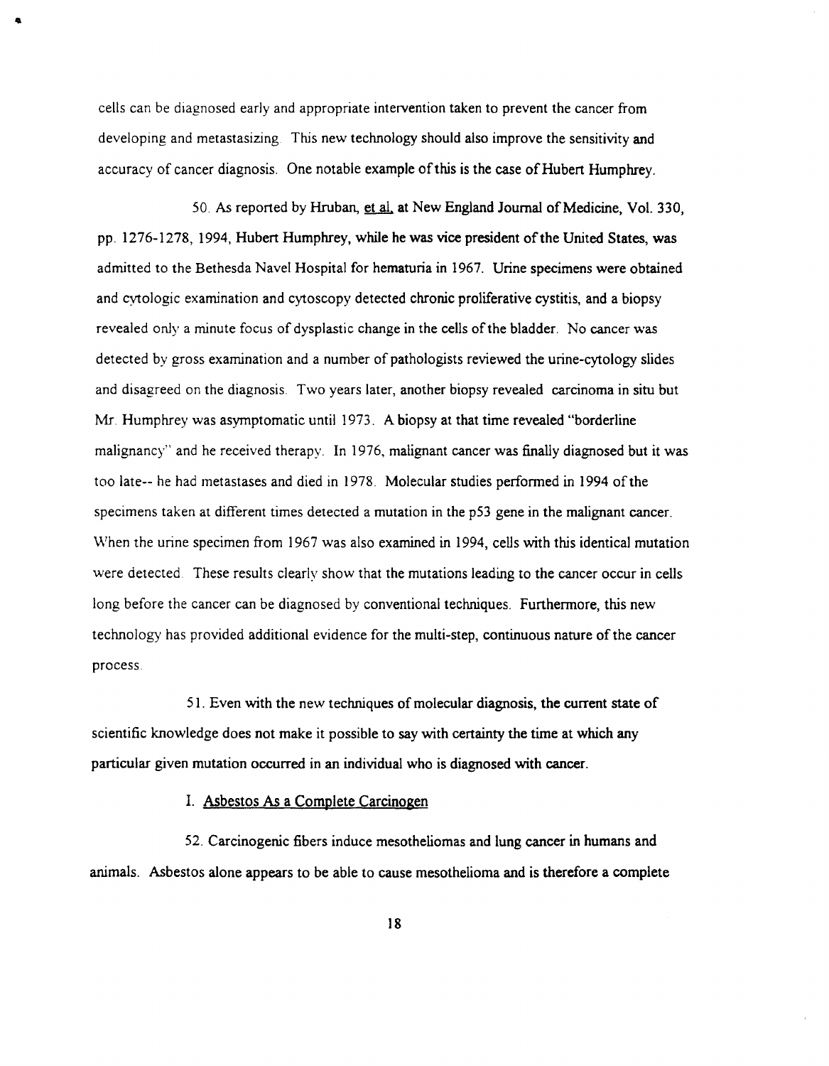cells can be diagnosed early and appropriate intervention taken to prevent the cancer from developing and metastasizing. This new technology should also improve the sensitivity and accuracy of cancer diagnosis. One notable example of this is the case of Hubert Humphrey.

50. As reported by Hruban, et al. at New England Journal of Medicine, Vol. 330, pp. 1276-1278, 1994, Hubert Humphrey, while he was vice president of the United States, was admitted to the Bethesda Navel Hospital for hematuria in 1967. Urine specimens were obtained and cytologic examination and cytoscopy detected chronic proliferative cystitis, and a biopsy revealed only a minute focus of dysplastic change in the cells of the bladder. No cancer was detected by gross examination and a number of pathologists reviewed the urine-cytology slides and disagreed on the diagnosis. Two years later, another biopsy revealed carcinoma in situ but Mr. Humphrey was asymptomatic until 1973. A biopsy at that time revealed "borderline malignancy" and he received therapy. In 1976, malignant cancer was finally diagnosed but it was too late-- he had metastases and died in 1978. Molecular studies performed in 1994 of the specimens taken at different times detected a mutation in the p53 gene in the malignant cancer. When the urine specimen from 1967 was also examined in 1994, cells with this identical mutation were detected. These results clearly show that the mutations leading to the cancer occur in cells long before the cancer can be diagnosed by conventional techniques. Furthermore, this new technology has provided additional evidence for the multi-step, continuous nature of the cancer process.

51. Even with the new techniques of molecular diagnosis, the current state of scientific knowledge does not make it possible to say with certainty the time at which any particular given mutation occurred in an individual who is diagnosed with cancer.

## I. Asbestos As a Complete Carcinogen

52. Carcinogenic fibers induce mesotheliomas and lung cancer in humans and animals. Asbestos alone appears to be able to cause mesothelioma and is therefore a complete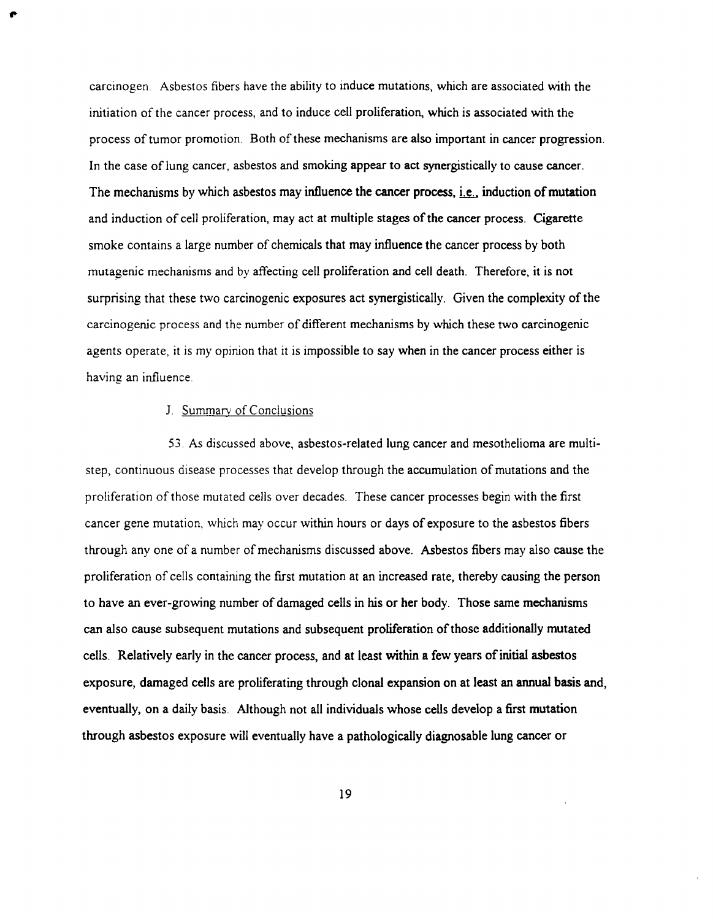carcinogen. Asbestos fibers have the ability to induce mutations, which are associated with the initiation of the cancer process, and to induce cell proliferation, which is associated with the process of tumor promotion. Both of these mechanisms are also important in cancer progression. In the case of lung cancer, asbestos and smoking appear to act synergistically to cause cancer. The mechanisms by which asbestos may influence the cancer process, i.e., induction of mutation and induction of cell proliferation, may act at multiple stages of the cancer process. Cigarette smoke contains a large number of chemicals that may influence the cancer process by both mutagenic mechanisms and by affecting cell proliferation and cell death. Therefore, it is not surprising that these two carcinogenic exposures act synergistically. Given the complexity of the carcinogenic process and the number of different mechanisms by which these two carcinogenic agents operate, it is my opinion that it is impossible to say when in the cancer process either is having an influence.

J. Summary of Conclusions

53. As discussed above, asbestos-related lung cancer and mesothelioma are multi-step, continuous disease processes that develop through the accumulation of mutations and the proliferation of those mutated cells over decades. These cancer processes begin with the first cancer gene mutation, which may occur within hours or days of exposure to the asbestos fibers through any one of a number of mechanisms discussed above. Asbestos fibers may also cause the proliferation of cells containing the first mutation at an increased rate, thereby causing the person to have an ever-growing number of damaged cells in his or her body. Those same mechanisms can also cause subsequent mutations and subsequent proliferation of those additionally mutated cells. Relatively early in the cancer process, and at least within a few years of initial asbestos exposure, damaged cells are proliferating through clonal expansion on at least an annual basis and, eventually, on a daily basis. Although not all individuals whose cells develop a first mutation through asbestos exposure will eventually have a pathologically diagnosable lung cancer or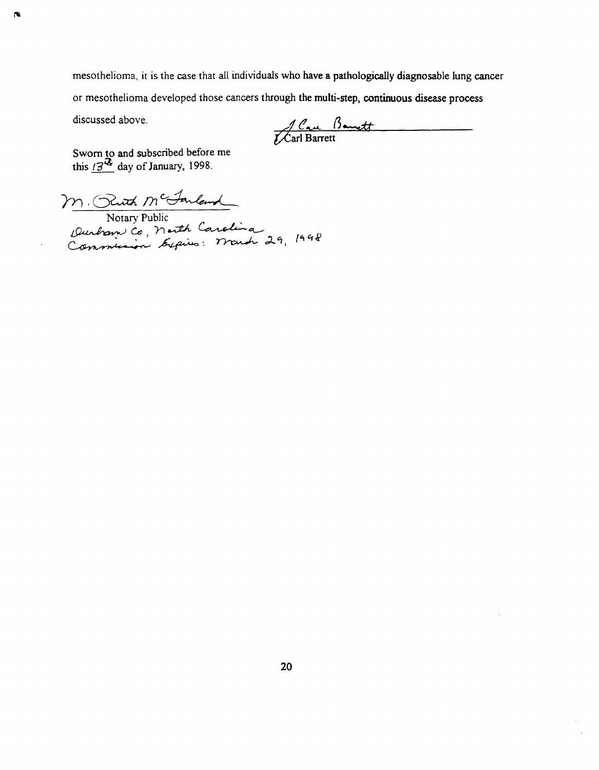mesothelioma, it is the case that all individuals who **have a pathologically diagnosable** lung cancer or mesothelioma developed those cancers through **the multi-step, continuous disease process** discussed above.

J Carl Barrett

J. Carl Barrett

Sworn to and subscribed before me
this 13th day of January, 1998.

M. Ruth McFarland

Notary Public
Durham Co, North Carolina
Commission Expires: March 29, 1998